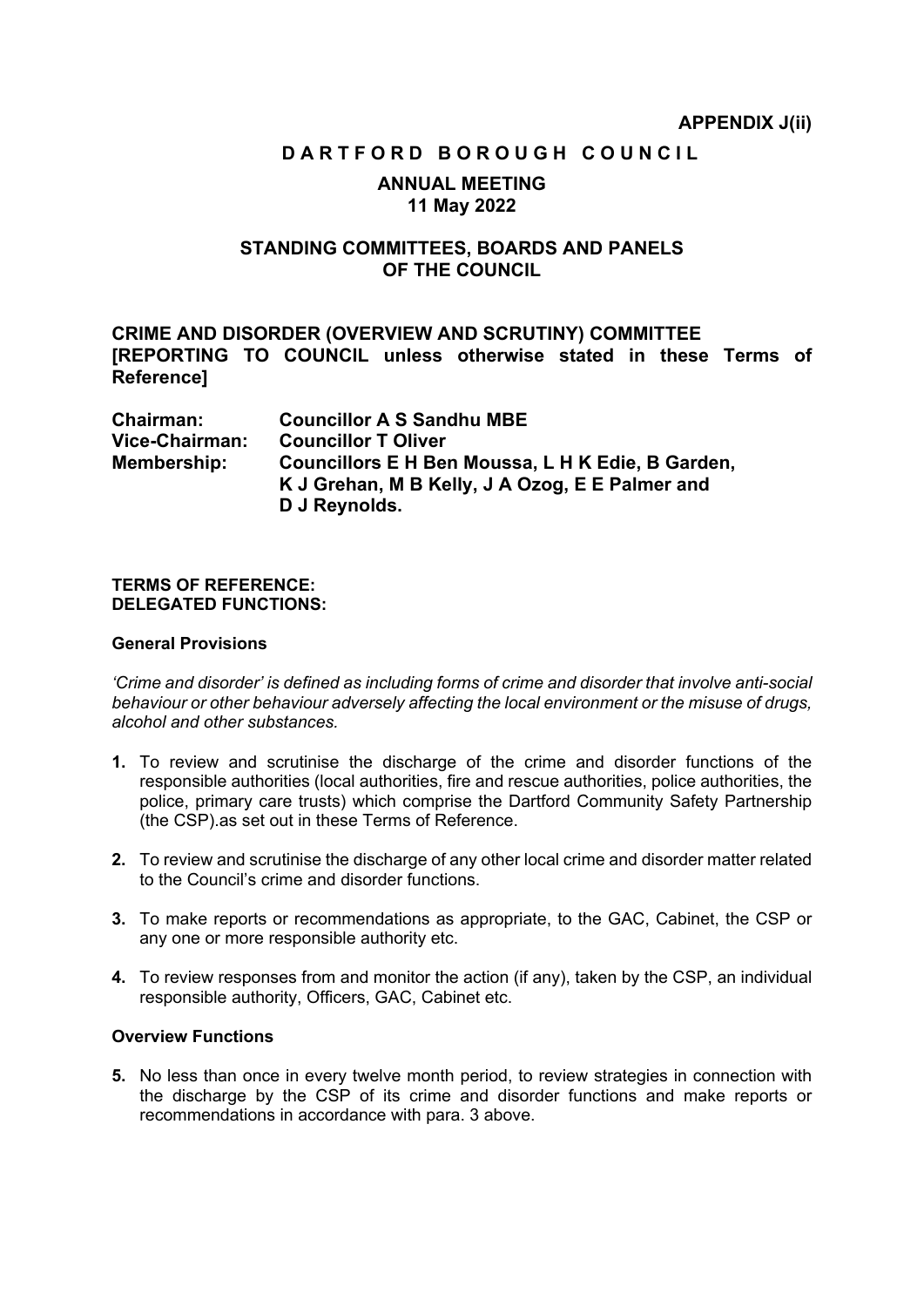**APPENDIX J(ii)**

# DARTFORD BOROUGH COUNCIL

## ANNUAL MEETING
## 11 May 2022

## STANDING COMMITTEES, BOARDS AND PANELS OF THE COUNCIL

### CRIME AND DISORDER (OVERVIEW AND SCRUTINY) COMMITTEE [REPORTING TO COUNCIL unless otherwise stated in these Terms of Reference]

| | |
|---|---|
| **Chairman:** | **Councillor A S Sandhu MBE** |
| **Vice-Chairman:** | **Councillor T Oliver** |
| **Membership:** | **Councillors E H Ben Moussa, L H K Edie, B Garden, K J Grehan, M B Kelly, J A Ozog, E E Palmer and D J Reynolds.** |

**TERMS OF REFERENCE:**
**DELEGATED FUNCTIONS:**

**General Provisions**

*'Crime and disorder' is defined as including forms of crime and disorder that involve anti-social behaviour or other behaviour adversely affecting the local environment or the misuse of drugs, alcohol and other substances.*

**1.** To review and scrutinise the discharge of the crime and disorder functions of the responsible authorities (local authorities, fire and rescue authorities, police authorities, the police, primary care trusts) which comprise the Dartford Community Safety Partnership (the CSP).as set out in these Terms of Reference.

**2.** To review and scrutinise the discharge of any other local crime and disorder matter related to the Council's crime and disorder functions.

**3.** To make reports or recommendations as appropriate, to the GAC, Cabinet, the CSP or any one or more responsible authority etc.

**4.** To review responses from and monitor the action (if any), taken by the CSP, an individual responsible authority, Officers, GAC, Cabinet etc.

**Overview Functions**

**5.** No less than once in every twelve month period, to review strategies in connection with the discharge by the CSP of its crime and disorder functions and make reports or recommendations in accordance with para. 3 above.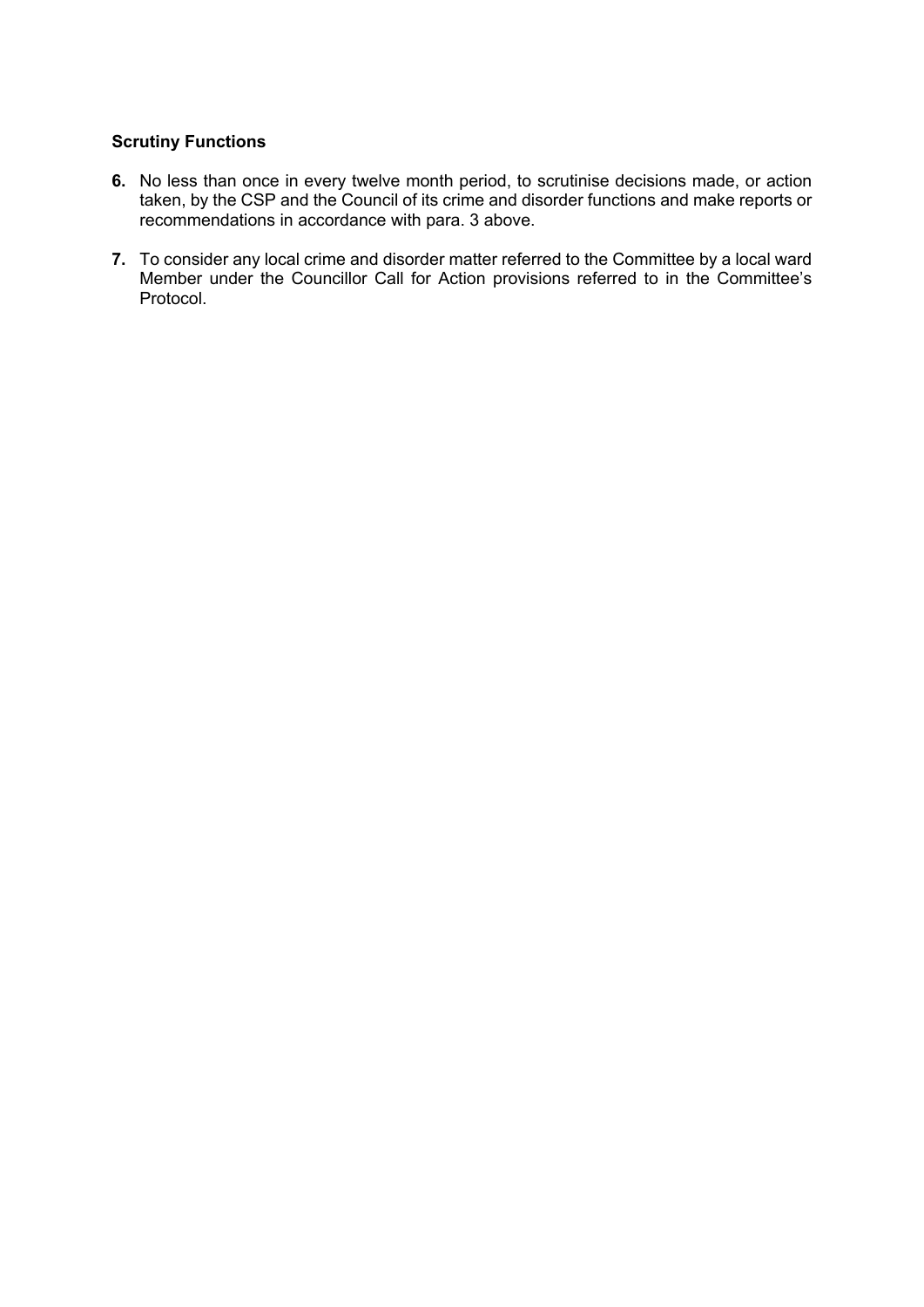**Scrutiny Functions**

**6.** No less than once in every twelve month period, to scrutinise decisions made, or action taken, by the CSP and the Council of its crime and disorder functions and make reports or recommendations in accordance with para. 3 above.

**7.** To consider any local crime and disorder matter referred to the Committee by a local ward Member under the Councillor Call for Action provisions referred to in the Committee's Protocol.